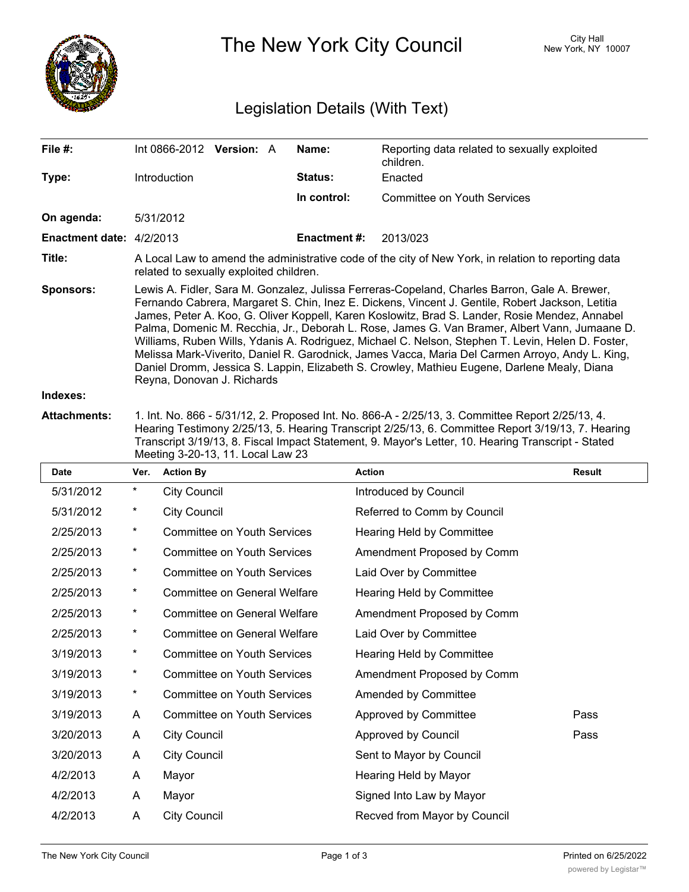# The New York City Council

City Hall
New York, NY 10007

## Legislation Details (With Text)

| | | | |
|---|---|---|---|
| **File #:** | Int 0866-2012 **Version:** A | **Name:** | Reporting data related to sexually exploited children. |
| **Type:** | Introduction | **Status:** | Enacted |
| | | **In control:** | Committee on Youth Services |
| **On agenda:** | 5/31/2012 | | |
| **Enactment date:** | 4/2/2013 | **Enactment #:** | 2013/023 |

**Title:** A Local Law to amend the administrative code of the city of New York, in relation to reporting data related to sexually exploited children.

**Sponsors:** Lewis A. Fidler, Sara M. Gonzalez, Julissa Ferreras-Copeland, Charles Barron, Gale A. Brewer, Fernando Cabrera, Margaret S. Chin, Inez E. Dickens, Vincent J. Gentile, Robert Jackson, Letitia James, Peter A. Koo, G. Oliver Koppell, Karen Koslowitz, Brad S. Lander, Rosie Mendez, Annabel Palma, Domenic M. Recchia, Jr., Deborah L. Rose, James G. Van Bramer, Albert Vann, Jumaane D. Williams, Ruben Wills, Ydanis A. Rodriguez, Michael C. Nelson, Stephen T. Levin, Helen D. Foster, Melissa Mark-Viverito, Daniel R. Garodnick, James Vacca, Maria Del Carmen Arroyo, Andy L. King, Daniel Dromm, Jessica S. Lappin, Elizabeth S. Crowley, Mathieu Eugene, Darlene Mealy, Diana Reyna, Donovan J. Richards

**Indexes:**

**Attachments:** 1. Int. No. 866 - 5/31/12, 2. Proposed Int. No. 866-A - 2/25/13, 3. Committee Report 2/25/13, 4. Hearing Testimony 2/25/13, 5. Hearing Transcript 2/25/13, 6. Committee Report 3/19/13, 7. Hearing Transcript 3/19/13, 8. Fiscal Impact Statement, 9. Mayor's Letter, 10. Hearing Transcript - Stated Meeting 3-20-13, 11. Local Law 23

| Date | Ver. | Action By | Action | Result |
|---|---|---|---|---|
| 5/31/2012 | * | City Council | Introduced by Council | |
| 5/31/2012 | * | City Council | Referred to Comm by Council | |
| 2/25/2013 | * | Committee on Youth Services | Hearing Held by Committee | |
| 2/25/2013 | * | Committee on Youth Services | Amendment Proposed by Comm | |
| 2/25/2013 | * | Committee on Youth Services | Laid Over by Committee | |
| 2/25/2013 | * | Committee on General Welfare | Hearing Held by Committee | |
| 2/25/2013 | * | Committee on General Welfare | Amendment Proposed by Comm | |
| 2/25/2013 | * | Committee on General Welfare | Laid Over by Committee | |
| 3/19/2013 | * | Committee on Youth Services | Hearing Held by Committee | |
| 3/19/2013 | * | Committee on Youth Services | Amendment Proposed by Comm | |
| 3/19/2013 | * | Committee on Youth Services | Amended by Committee | |
| 3/19/2013 | A | Committee on Youth Services | Approved by Committee | Pass |
| 3/20/2013 | A | City Council | Approved by Council | Pass |
| 3/20/2013 | A | City Council | Sent to Mayor by Council | |
| 4/2/2013 | A | Mayor | Hearing Held by Mayor | |
| 4/2/2013 | A | Mayor | Signed Into Law by Mayor | |
| 4/2/2013 | A | City Council | Recved from Mayor by Council | |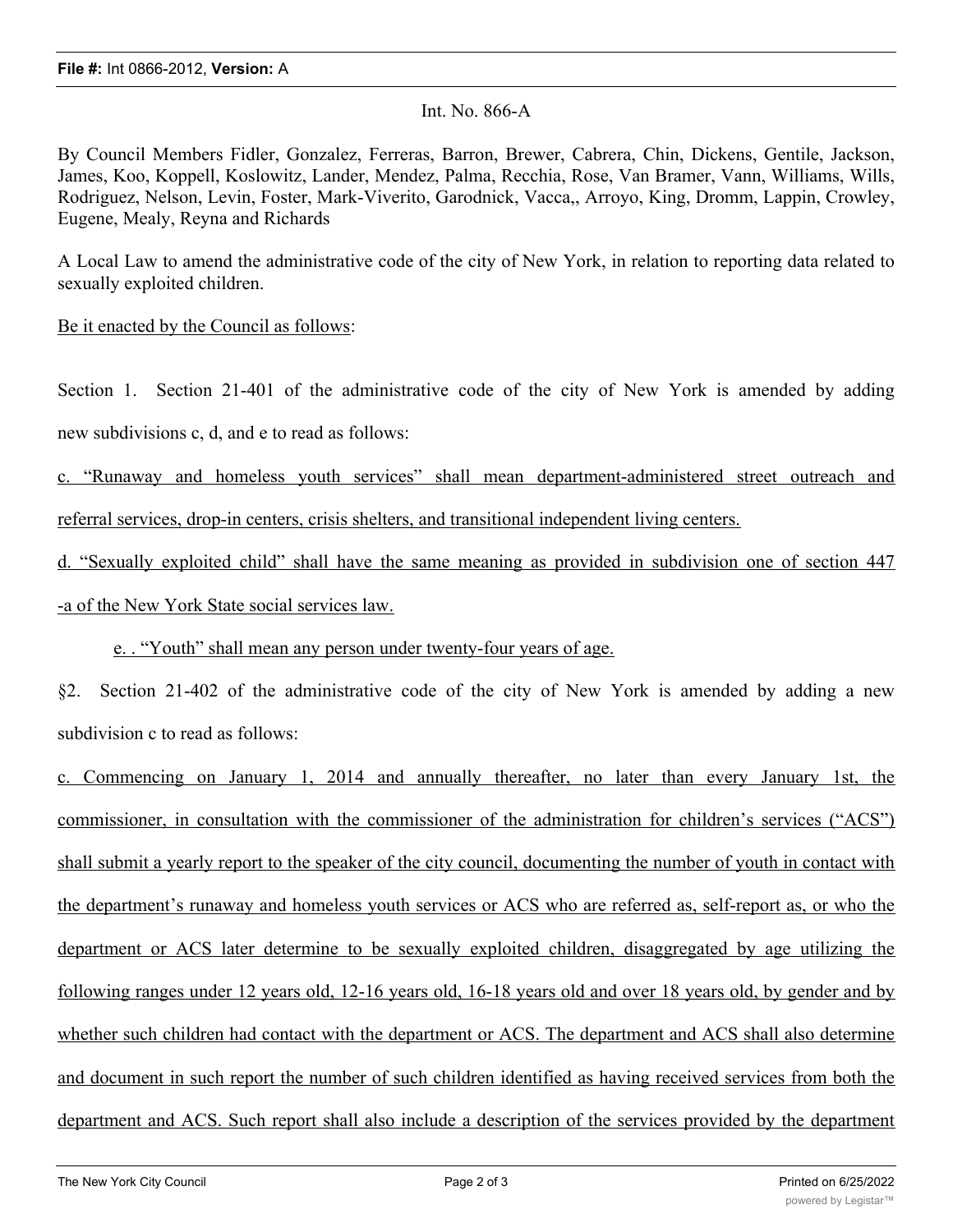**File #:** Int 0866-2012, **Version:** A

Int. No. 866-A

By Council Members Fidler, Gonzalez, Ferreras, Barron, Brewer, Cabrera, Chin, Dickens, Gentile, Jackson, James, Koo, Koppell, Koslowitz, Lander, Mendez, Palma, Recchia, Rose, Van Bramer, Vann, Williams, Wills, Rodriguez, Nelson, Levin, Foster, Mark-Viverito, Garodnick, Vacca,, Arroyo, King, Dromm, Lappin, Crowley, Eugene, Mealy, Reyna and Richards

A Local Law to amend the administrative code of the city of New York, in relation to reporting data related to sexually exploited children.

Be it enacted by the Council as follows:

Section 1. Section 21-401 of the administrative code of the city of New York is amended by adding new subdivisions c, d, and e to read as follows:

c. "Runaway and homeless youth services" shall mean department-administered street outreach and referral services, drop-in centers, crisis shelters, and transitional independent living centers.

d. "Sexually exploited child" shall have the same meaning as provided in subdivision one of section 447 -a of the New York State social services law.

e. . "Youth" shall mean any person under twenty-four years of age.

§2. Section 21-402 of the administrative code of the city of New York is amended by adding a new subdivision c to read as follows:

c. Commencing on January 1, 2014 and annually thereafter, no later than every January 1st, the commissioner, in consultation with the commissioner of the administration for children's services ("ACS") shall submit a yearly report to the speaker of the city council, documenting the number of youth in contact with the department's runaway and homeless youth services or ACS who are referred as, self-report as, or who the department or ACS later determine to be sexually exploited children, disaggregated by age utilizing the following ranges under 12 years old, 12-16 years old, 16-18 years old and over 18 years old, by gender and by whether such children had contact with the department or ACS. The department and ACS shall also determine and document in such report the number of such children identified as having received services from both the department and ACS. Such report shall also include a description of the services provided by the department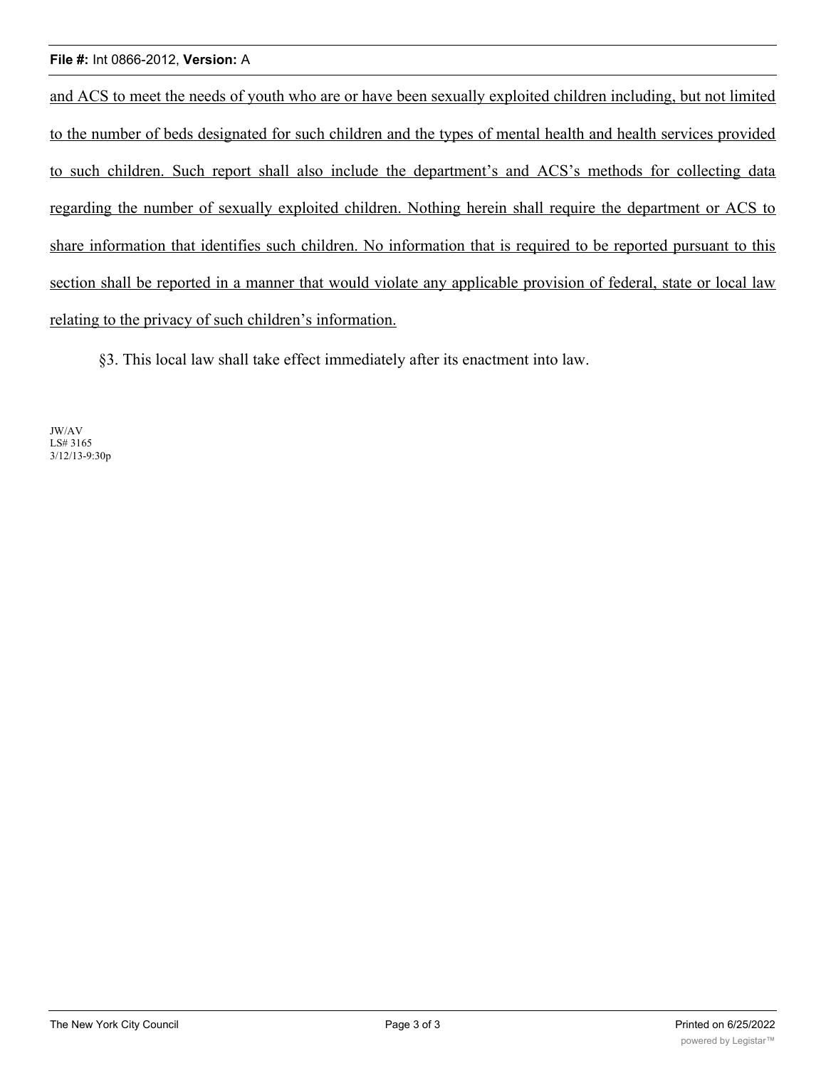and ACS to meet the needs of youth who are or have been sexually exploited children including, but not limited to the number of beds designated for such children and the types of mental health and health services provided to such children. Such report shall also include the department's and ACS's methods for collecting data regarding the number of sexually exploited children. Nothing herein shall require the department or ACS to share information that identifies such children. No information that is required to be reported pursuant to this section shall be reported in a manner that would violate any applicable provision of federal, state or local law relating to the privacy of such children's information.

§3. This local law shall take effect immediately after its enactment into law.

JW/AV
LS# 3165
3/12/13-9:30p